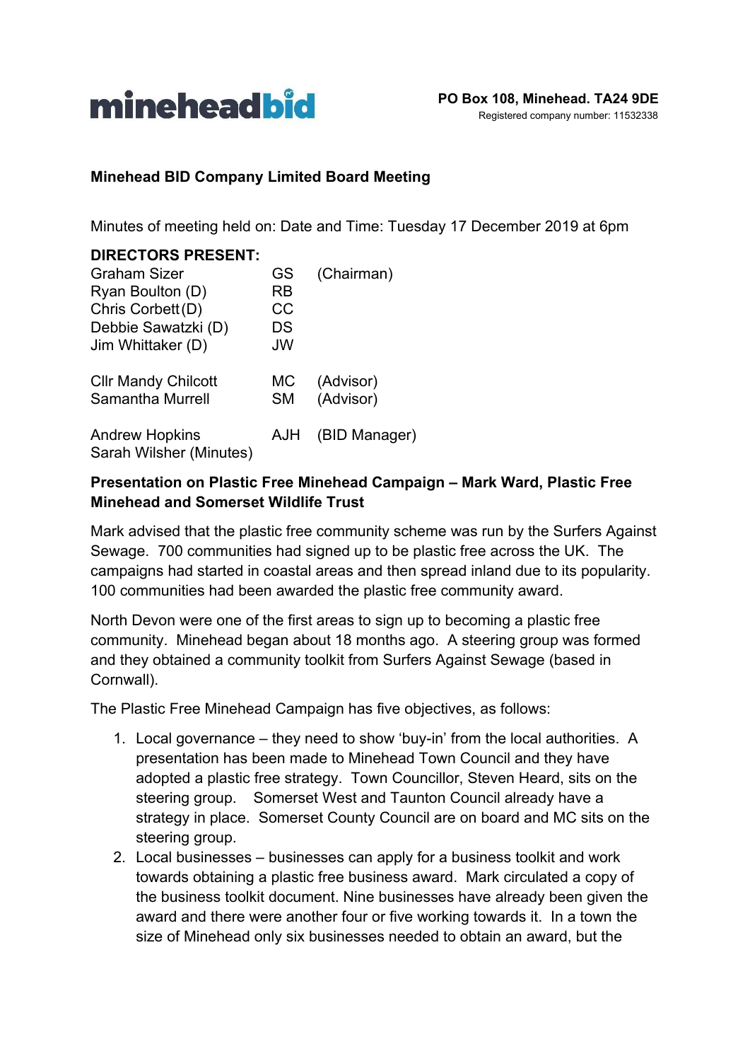mineheadbid

**PO Box 108, Minehead. TA24 9DE**
Registered company number: 11532338

**Minehead BID Company Limited Board Meeting**

Minutes of meeting held on: Date and Time: Tuesday 17 December 2019 at 6pm

**DIRECTORS PRESENT:**

| | | |
|---|---|---|
| Graham Sizer | GS | (Chairman) |
| Ryan Boulton (D) | RB | |
| Chris Corbett (D) | CC | |
| Debbie Sawatzki (D) | DS | |
| Jim Whittaker (D) | JW | |
| Cllr Mandy Chilcott | MC | (Advisor) |
| Samantha Murrell | SM | (Advisor) |
| Andrew Hopkins | AJH | (BID Manager) |
| Sarah Wilsher (Minutes) | | |

**Presentation on Plastic Free Minehead Campaign – Mark Ward, Plastic Free Minehead and Somerset Wildlife Trust**

Mark advised that the plastic free community scheme was run by the Surfers Against Sewage. 700 communities had signed up to be plastic free across the UK. The campaigns had started in coastal areas and then spread inland due to its popularity. 100 communities had been awarded the plastic free community award.

North Devon were one of the first areas to sign up to becoming a plastic free community. Minehead began about 18 months ago. A steering group was formed and they obtained a community toolkit from Surfers Against Sewage (based in Cornwall).

The Plastic Free Minehead Campaign has five objectives, as follows:

1. Local governance – they need to show 'buy-in' from the local authorities. A presentation has been made to Minehead Town Council and they have adopted a plastic free strategy. Town Councillor, Steven Heard, sits on the steering group. Somerset West and Taunton Council already have a strategy in place. Somerset County Council are on board and MC sits on the steering group.
2. Local businesses – businesses can apply for a business toolkit and work towards obtaining a plastic free business award. Mark circulated a copy of the business toolkit document. Nine businesses have already been given the award and there were another four or five working towards it. In a town the size of Minehead only six businesses needed to obtain an award, but the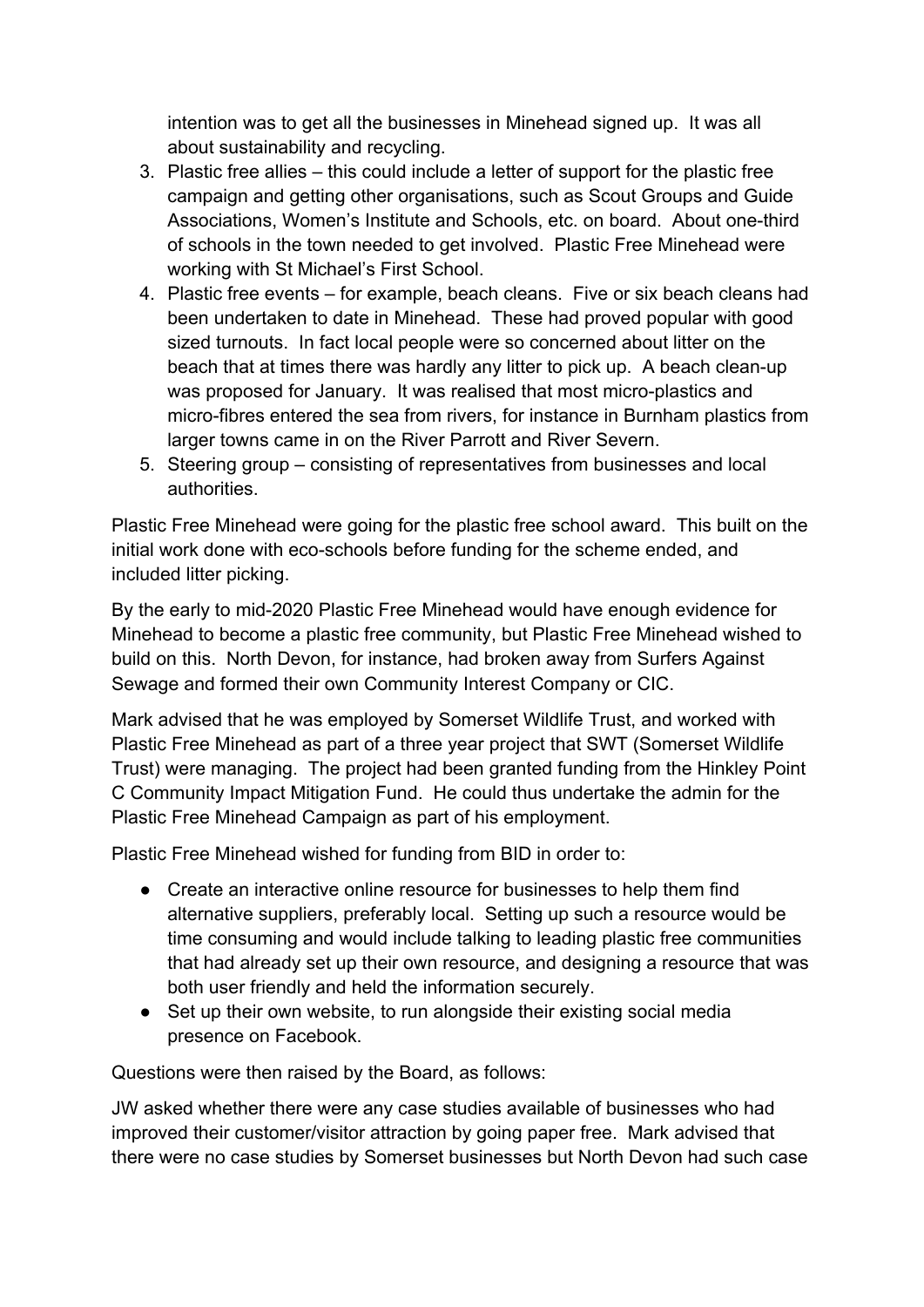intention was to get all the businesses in Minehead signed up. It was all about sustainability and recycling.

3. Plastic free allies – this could include a letter of support for the plastic free campaign and getting other organisations, such as Scout Groups and Guide Associations, Women's Institute and Schools, etc. on board. About one-third of schools in the town needed to get involved. Plastic Free Minehead were working with St Michael's First School.
4. Plastic free events – for example, beach cleans. Five or six beach cleans had been undertaken to date in Minehead. These had proved popular with good sized turnouts. In fact local people were so concerned about litter on the beach that at times there was hardly any litter to pick up. A beach clean-up was proposed for January. It was realised that most micro-plastics and micro-fibres entered the sea from rivers, for instance in Burnham plastics from larger towns came in on the River Parrott and River Severn.
5. Steering group – consisting of representatives from businesses and local authorities.

Plastic Free Minehead were going for the plastic free school award. This built on the initial work done with eco-schools before funding for the scheme ended, and included litter picking.

By the early to mid-2020 Plastic Free Minehead would have enough evidence for Minehead to become a plastic free community, but Plastic Free Minehead wished to build on this. North Devon, for instance, had broken away from Surfers Against Sewage and formed their own Community Interest Company or CIC.

Mark advised that he was employed by Somerset Wildlife Trust, and worked with Plastic Free Minehead as part of a three year project that SWT (Somerset Wildlife Trust) were managing. The project had been granted funding from the Hinkley Point C Community Impact Mitigation Fund. He could thus undertake the admin for the Plastic Free Minehead Campaign as part of his employment.

Plastic Free Minehead wished for funding from BID in order to:

- Create an interactive online resource for businesses to help them find alternative suppliers, preferably local. Setting up such a resource would be time consuming and would include talking to leading plastic free communities that had already set up their own resource, and designing a resource that was both user friendly and held the information securely.
- Set up their own website, to run alongside their existing social media presence on Facebook.

Questions were then raised by the Board, as follows:

JW asked whether there were any case studies available of businesses who had improved their customer/visitor attraction by going paper free. Mark advised that there were no case studies by Somerset businesses but North Devon had such case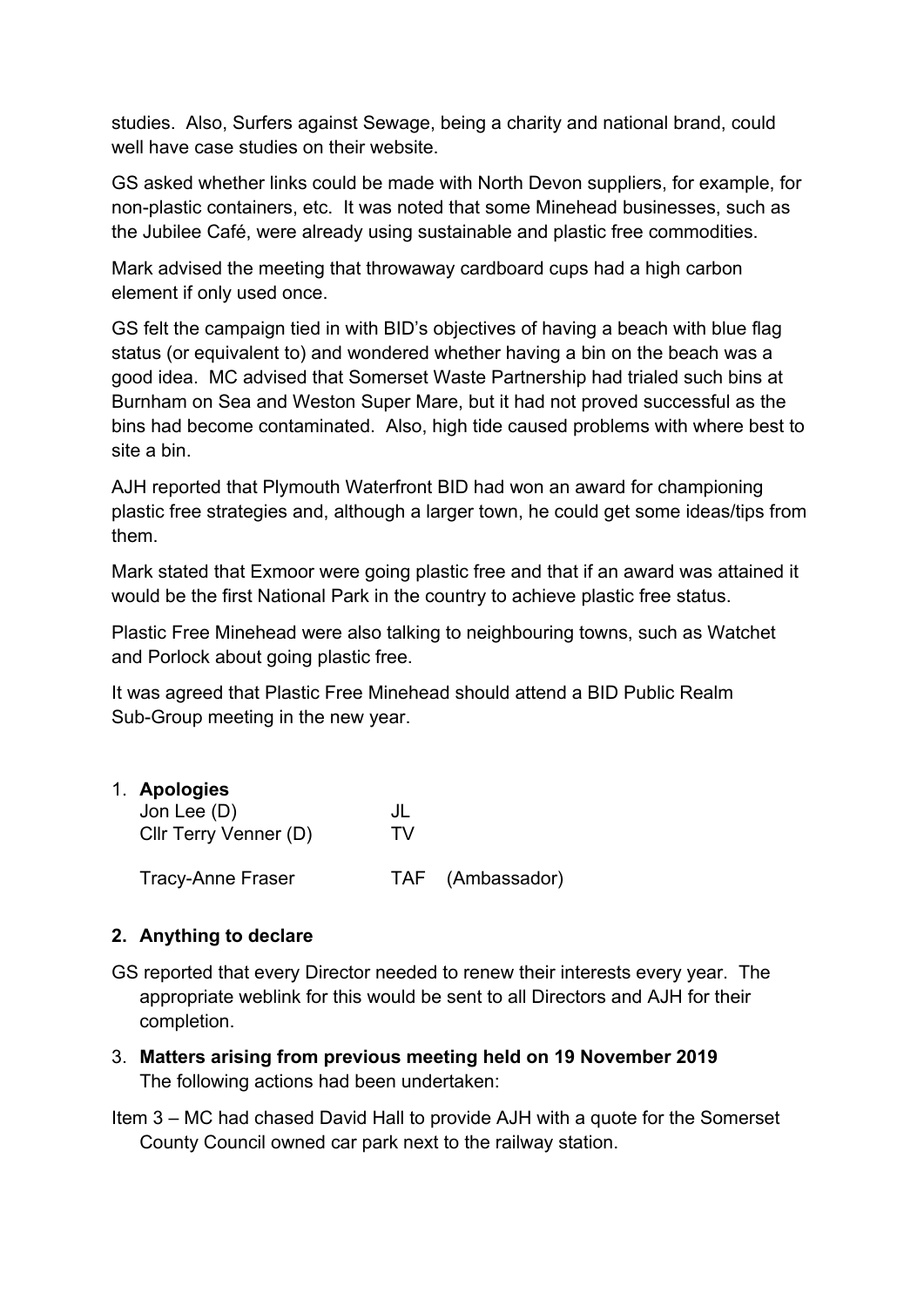studies. Also, Surfers against Sewage, being a charity and national brand, could well have case studies on their website.

GS asked whether links could be made with North Devon suppliers, for example, for non-plastic containers, etc. It was noted that some Minehead businesses, such as the Jubilee Café, were already using sustainable and plastic free commodities.

Mark advised the meeting that throwaway cardboard cups had a high carbon element if only used once.

GS felt the campaign tied in with BID's objectives of having a beach with blue flag status (or equivalent to) and wondered whether having a bin on the beach was a good idea. MC advised that Somerset Waste Partnership had trialed such bins at Burnham on Sea and Weston Super Mare, but it had not proved successful as the bins had become contaminated. Also, high tide caused problems with where best to site a bin.

AJH reported that Plymouth Waterfront BID had won an award for championing plastic free strategies and, although a larger town, he could get some ideas/tips from them.

Mark stated that Exmoor were going plastic free and that if an award was attained it would be the first National Park in the country to achieve plastic free status.

Plastic Free Minehead were also talking to neighbouring towns, such as Watchet and Porlock about going plastic free.

It was agreed that Plastic Free Minehead should attend a BID Public Realm Sub-Group meeting in the new year.

1. **Apologies**

| | | |
|---|---|---|
| Jon Lee (D) | JL | |
| Cllr Terry Venner (D) | TV | |
| Tracy-Anne Fraser | TAF | (Ambassador) |

2. **Anything to declare**

GS reported that every Director needed to renew their interests every year. The appropriate weblink for this would be sent to all Directors and AJH for their completion.

3. **Matters arising from previous meeting held on 19 November 2019**
   The following actions had been undertaken:

Item 3 – MC had chased David Hall to provide AJH with a quote for the Somerset County Council owned car park next to the railway station.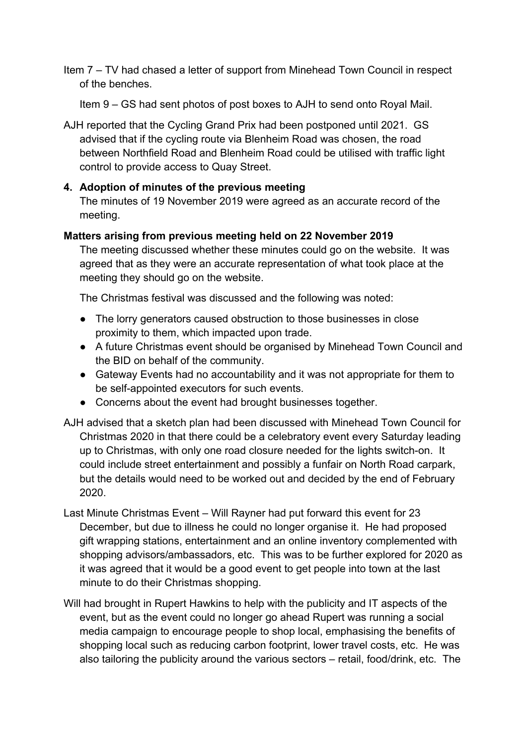Item 7 – TV had chased a letter of support from Minehead Town Council in respect of the benches.

Item 9 – GS had sent photos of post boxes to AJH to send onto Royal Mail.

AJH reported that the Cycling Grand Prix had been postponed until 2021. GS advised that if the cycling route via Blenheim Road was chosen, the road between Northfield Road and Blenheim Road could be utilised with traffic light control to provide access to Quay Street.

**4. Adoption of minutes of the previous meeting**

The minutes of 19 November 2019 were agreed as an accurate record of the meeting.

**Matters arising from previous meeting held on 22 November 2019**

The meeting discussed whether these minutes could go on the website. It was agreed that as they were an accurate representation of what took place at the meeting they should go on the website.

The Christmas festival was discussed and the following was noted:

- The lorry generators caused obstruction to those businesses in close proximity to them, which impacted upon trade.
- A future Christmas event should be organised by Minehead Town Council and the BID on behalf of the community.
- Gateway Events had no accountability and it was not appropriate for them to be self-appointed executors for such events.
- Concerns about the event had brought businesses together.

AJH advised that a sketch plan had been discussed with Minehead Town Council for Christmas 2020 in that there could be a celebratory event every Saturday leading up to Christmas, with only one road closure needed for the lights switch-on. It could include street entertainment and possibly a funfair on North Road carpark, but the details would need to be worked out and decided by the end of February 2020.

Last Minute Christmas Event – Will Rayner had put forward this event for 23 December, but due to illness he could no longer organise it. He had proposed gift wrapping stations, entertainment and an online inventory complemented with shopping advisors/ambassadors, etc. This was to be further explored for 2020 as it was agreed that it would be a good event to get people into town at the last minute to do their Christmas shopping.

Will had brought in Rupert Hawkins to help with the publicity and IT aspects of the event, but as the event could no longer go ahead Rupert was running a social media campaign to encourage people to shop local, emphasising the benefits of shopping local such as reducing carbon footprint, lower travel costs, etc. He was also tailoring the publicity around the various sectors – retail, food/drink, etc. The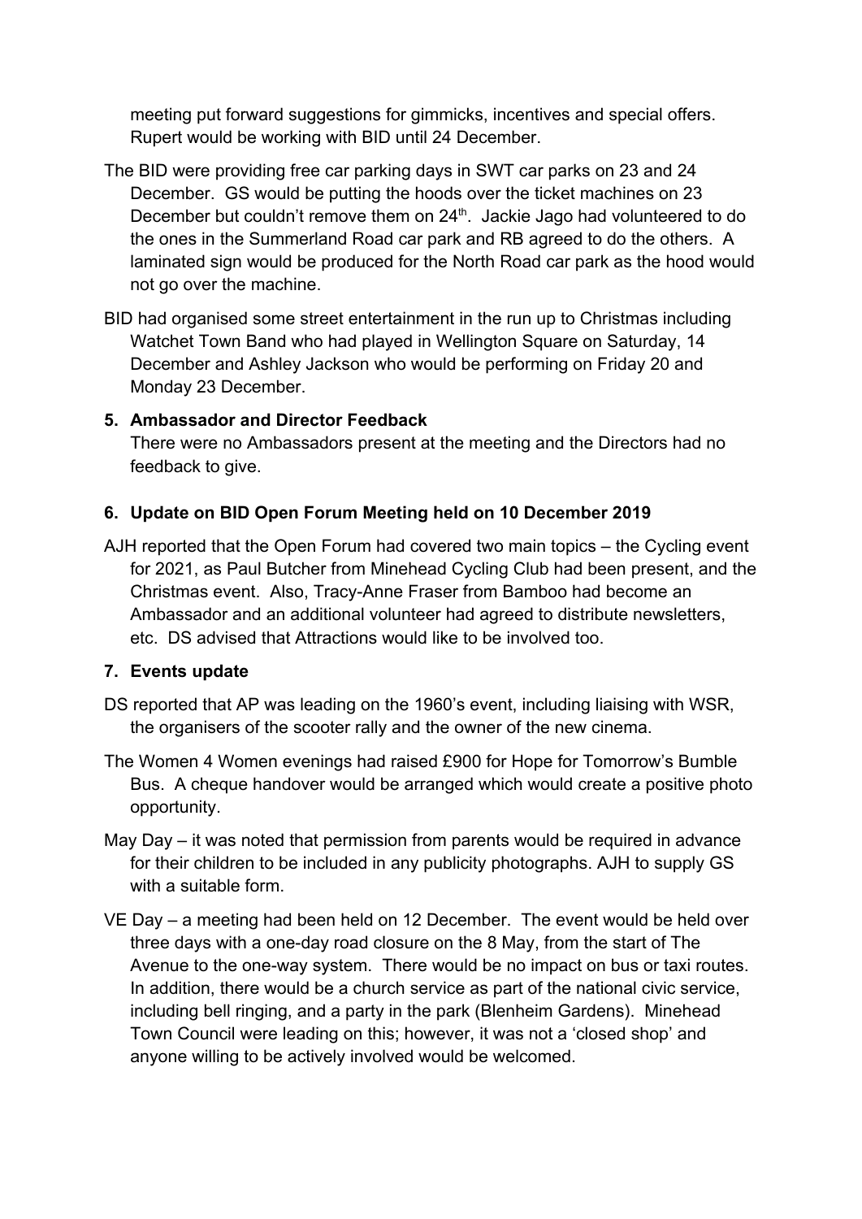meeting put forward suggestions for gimmicks, incentives and special offers. Rupert would be working with BID until 24 December.

The BID were providing free car parking days in SWT car parks on 23 and 24 December. GS would be putting the hoods over the ticket machines on 23 December but couldn't remove them on 24th. Jackie Jago had volunteered to do the ones in the Summerland Road car park and RB agreed to do the others. A laminated sign would be produced for the North Road car park as the hood would not go over the machine.

BID had organised some street entertainment in the run up to Christmas including Watchet Town Band who had played in Wellington Square on Saturday, 14 December and Ashley Jackson who would be performing on Friday 20 and Monday 23 December.

**5. Ambassador and Director Feedback**

There were no Ambassadors present at the meeting and the Directors had no feedback to give.

**6. Update on BID Open Forum Meeting held on 10 December 2019**

AJH reported that the Open Forum had covered two main topics – the Cycling event for 2021, as Paul Butcher from Minehead Cycling Club had been present, and the Christmas event. Also, Tracy-Anne Fraser from Bamboo had become an Ambassador and an additional volunteer had agreed to distribute newsletters, etc. DS advised that Attractions would like to be involved too.

**7. Events update**

DS reported that AP was leading on the 1960's event, including liaising with WSR, the organisers of the scooter rally and the owner of the new cinema.

The Women 4 Women evenings had raised £900 for Hope for Tomorrow's Bumble Bus. A cheque handover would be arranged which would create a positive photo opportunity.

May Day – it was noted that permission from parents would be required in advance for their children to be included in any publicity photographs. AJH to supply GS with a suitable form.

VE Day – a meeting had been held on 12 December. The event would be held over three days with a one-day road closure on the 8 May, from the start of The Avenue to the one-way system. There would be no impact on bus or taxi routes. In addition, there would be a church service as part of the national civic service, including bell ringing, and a party in the park (Blenheim Gardens). Minehead Town Council were leading on this; however, it was not a 'closed shop' and anyone willing to be actively involved would be welcomed.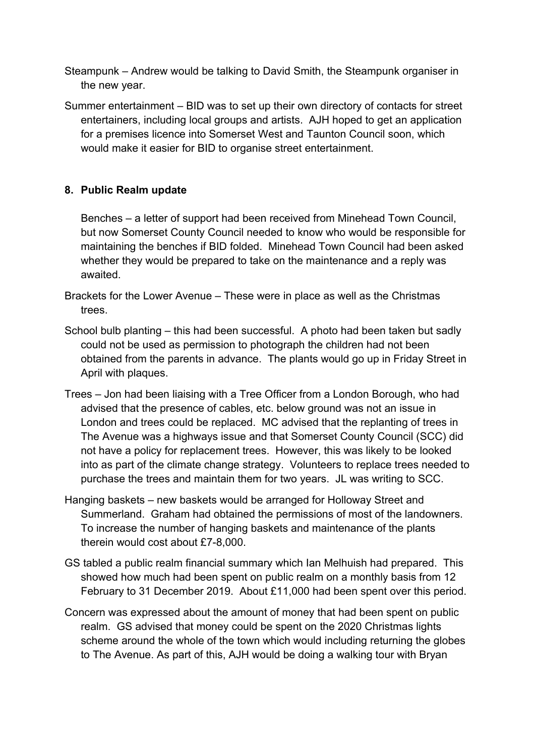Steampunk – Andrew would be talking to David Smith, the Steampunk organiser in the new year.

Summer entertainment – BID was to set up their own directory of contacts for street entertainers, including local groups and artists. AJH hoped to get an application for a premises licence into Somerset West and Taunton Council soon, which would make it easier for BID to organise street entertainment.

**8. Public Realm update**

Benches – a letter of support had been received from Minehead Town Council, but now Somerset County Council needed to know who would be responsible for maintaining the benches if BID folded. Minehead Town Council had been asked whether they would be prepared to take on the maintenance and a reply was awaited.

Brackets for the Lower Avenue – These were in place as well as the Christmas trees.

School bulb planting – this had been successful. A photo had been taken but sadly could not be used as permission to photograph the children had not been obtained from the parents in advance. The plants would go up in Friday Street in April with plaques.

Trees – Jon had been liaising with a Tree Officer from a London Borough, who had advised that the presence of cables, etc. below ground was not an issue in London and trees could be replaced. MC advised that the replanting of trees in The Avenue was a highways issue and that Somerset County Council (SCC) did not have a policy for replacement trees. However, this was likely to be looked into as part of the climate change strategy. Volunteers to replace trees needed to purchase the trees and maintain them for two years. JL was writing to SCC.

Hanging baskets – new baskets would be arranged for Holloway Street and Summerland. Graham had obtained the permissions of most of the landowners. To increase the number of hanging baskets and maintenance of the plants therein would cost about £7-8,000.

GS tabled a public realm financial summary which Ian Melhuish had prepared. This showed how much had been spent on public realm on a monthly basis from 12 February to 31 December 2019. About £11,000 had been spent over this period.

Concern was expressed about the amount of money that had been spent on public realm. GS advised that money could be spent on the 2020 Christmas lights scheme around the whole of the town which would including returning the globes to The Avenue. As part of this, AJH would be doing a walking tour with Bryan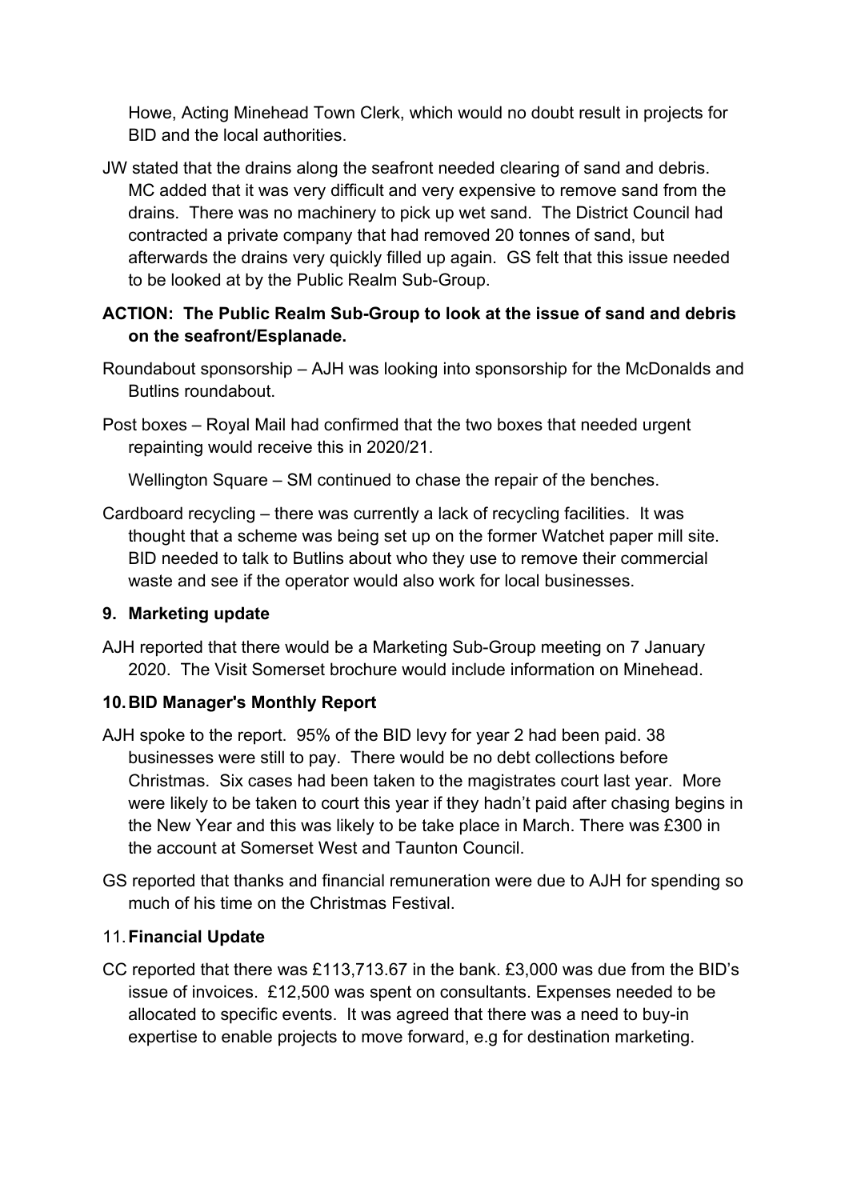Howe, Acting Minehead Town Clerk, which would no doubt result in projects for BID and the local authorities.

JW stated that the drains along the seafront needed clearing of sand and debris. MC added that it was very difficult and very expensive to remove sand from the drains. There was no machinery to pick up wet sand. The District Council had contracted a private company that had removed 20 tonnes of sand, but afterwards the drains very quickly filled up again. GS felt that this issue needed to be looked at by the Public Realm Sub-Group.

**ACTION: The Public Realm Sub-Group to look at the issue of sand and debris on the seafront/Esplanade.**

Roundabout sponsorship – AJH was looking into sponsorship for the McDonalds and Butlins roundabout.

Post boxes – Royal Mail had confirmed that the two boxes that needed urgent repainting would receive this in 2020/21.

Wellington Square – SM continued to chase the repair of the benches.

Cardboard recycling – there was currently a lack of recycling facilities. It was thought that a scheme was being set up on the former Watchet paper mill site. BID needed to talk to Butlins about who they use to remove their commercial waste and see if the operator would also work for local businesses.

## 9. Marketing update

AJH reported that there would be a Marketing Sub-Group meeting on 7 January 2020. The Visit Somerset brochure would include information on Minehead.

## 10. BID Manager's Monthly Report

AJH spoke to the report. 95% of the BID levy for year 2 had been paid. 38 businesses were still to pay. There would be no debt collections before Christmas. Six cases had been taken to the magistrates court last year. More were likely to be taken to court this year if they hadn't paid after chasing begins in the New Year and this was likely to be take place in March. There was £300 in the account at Somerset West and Taunton Council.

GS reported that thanks and financial remuneration were due to AJH for spending so much of his time on the Christmas Festival.

## 11. Financial Update

CC reported that there was £113,713.67 in the bank. £3,000 was due from the BID's issue of invoices. £12,500 was spent on consultants. Expenses needed to be allocated to specific events. It was agreed that there was a need to buy-in expertise to enable projects to move forward, e.g for destination marketing.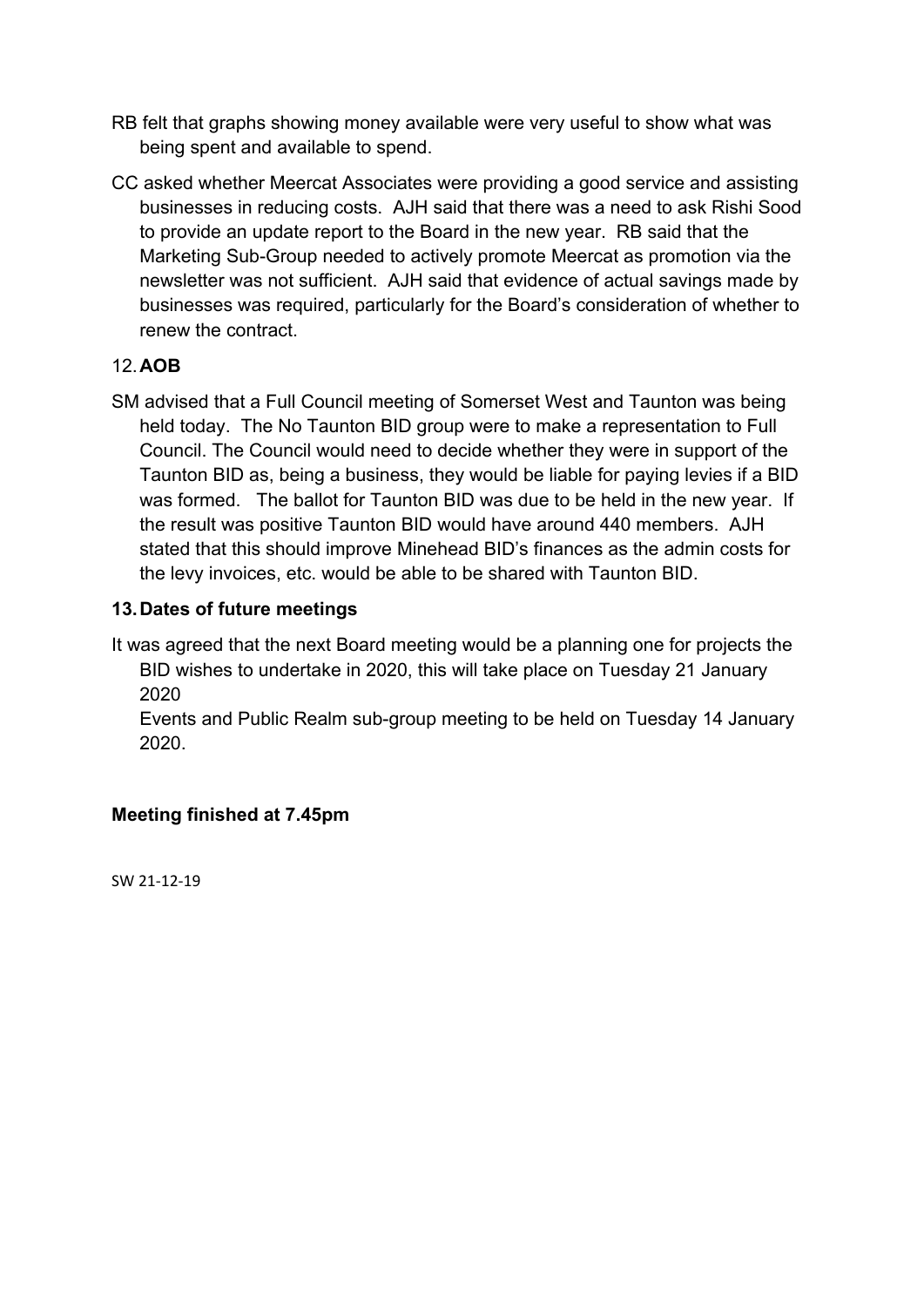RB felt that graphs showing money available were very useful to show what was being spent and available to spend.

CC asked whether Meercat Associates were providing a good service and assisting businesses in reducing costs. AJH said that there was a need to ask Rishi Sood to provide an update report to the Board in the new year. RB said that the Marketing Sub-Group needed to actively promote Meercat as promotion via the newsletter was not sufficient. AJH said that evidence of actual savings made by businesses was required, particularly for the Board's consideration of whether to renew the contract.

12. **AOB**

SM advised that a Full Council meeting of Somerset West and Taunton was being held today. The No Taunton BID group were to make a representation to Full Council. The Council would need to decide whether they were in support of the Taunton BID as, being a business, they would be liable for paying levies if a BID was formed. The ballot for Taunton BID was due to be held in the new year. If the result was positive Taunton BID would have around 440 members. AJH stated that this should improve Minehead BID's finances as the admin costs for the levy invoices, etc. would be able to be shared with Taunton BID.

## 13. Dates of future meetings

It was agreed that the next Board meeting would be a planning one for projects the BID wishes to undertake in 2020, this will take place on Tuesday 21 January 2020

Events and Public Realm sub-group meeting to be held on Tuesday 14 January 2020.

**Meeting finished at 7.45pm**

SW 21-12-19